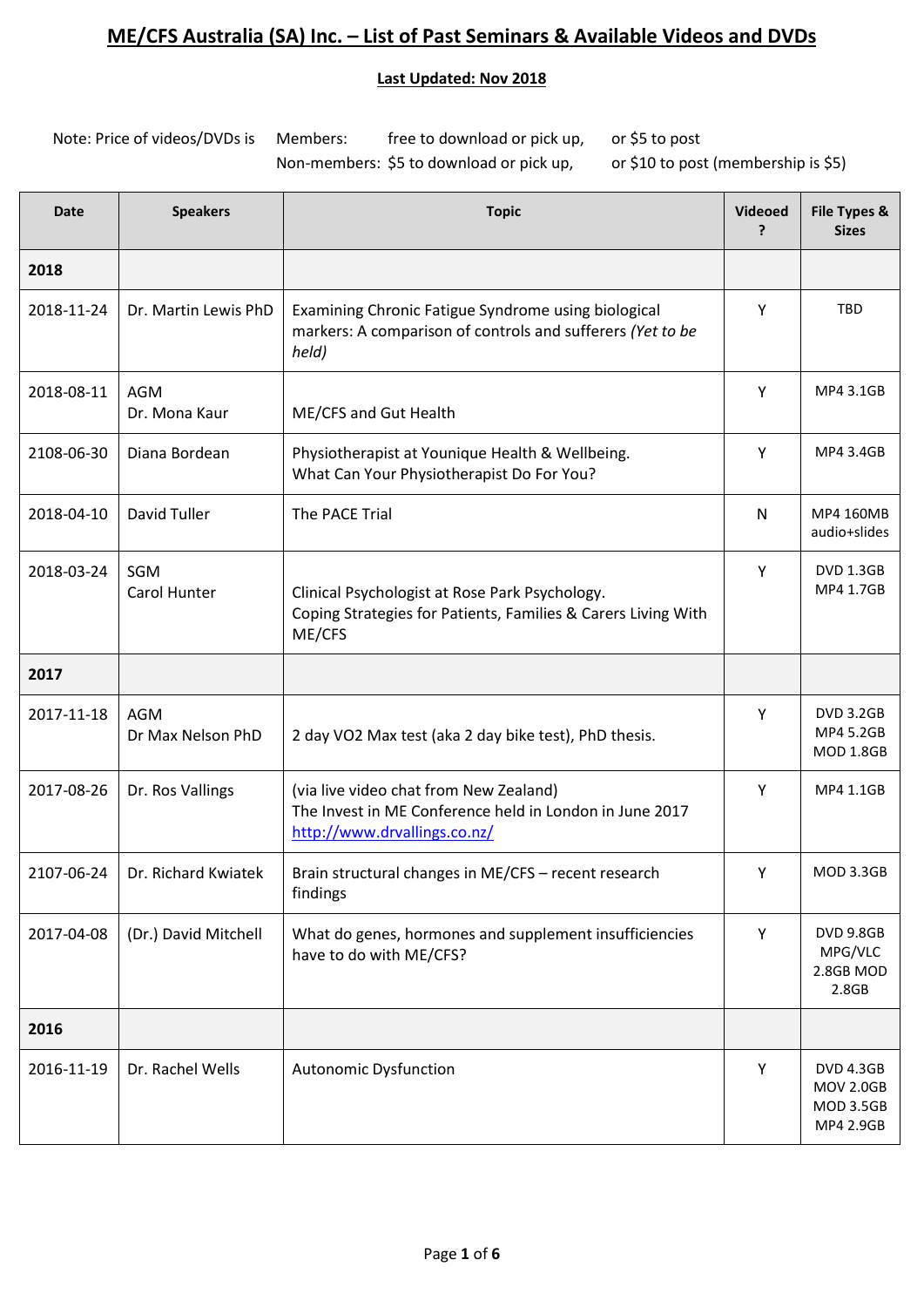# ME/CFS Australia (SA) Inc. – List of Past Seminars & Available Videos and DVDs

**Last Updated: Nov 2018**

Note: Price of videos/DVDs is Members: free to download or pick up, or $5 to post
Non-members: $5 to download or pick up, or $10 to post (membership is $5)

| Date | Speakers | Topic | Videoed ? | File Types & Sizes |
|---|---|---|---|---|
| **2018** | | | | |
| 2018-11-24 | Dr. Martin Lewis PhD | Examining Chronic Fatigue Syndrome using biological markers: A comparison of controls and sufferers *(Yet to be held)* | Y | TBD |
| 2018-08-11 | AGM<br>Dr. Mona Kaur | ME/CFS and Gut Health | Y | MP4 3.1GB |
| 2108-06-30 | Diana Bordean | Physiotherapist at Younique Health & Wellbeing.<br>What Can Your Physiotherapist Do For You? | Y | MP4 3.4GB |
| 2018-04-10 | David Tuller | The PACE Trial | N | MP4 160MB audio+slides |
| 2018-03-24 | SGM<br>Carol Hunter | Clinical Psychologist at Rose Park Psychology.<br>Coping Strategies for Patients, Families & Carers Living With ME/CFS | Y | DVD 1.3GB<br>MP4 1.7GB |
| **2017** | | | | |
| 2017-11-18 | AGM<br>Dr Max Nelson PhD | 2 day VO2 Max test (aka 2 day bike test), PhD thesis. | Y | DVD 3.2GB<br>MP4 5.2GB<br>MOD 1.8GB |
| 2017-08-26 | Dr. Ros Vallings | (via live video chat from New Zealand)<br>The Invest in ME Conference held in London in June 2017<br>[http://www.drvallings.co.nz/](http://www.drvallings.co.nz/) | Y | MP4 1.1GB |
| 2107-06-24 | Dr. Richard Kwiatek | Brain structural changes in ME/CFS – recent research findings | Y | MOD 3.3GB |
| 2017-04-08 | (Dr.) David Mitchell | What do genes, hormones and supplement insufficiencies have to do with ME/CFS? | Y | DVD 9.8GB<br>MPG/VLC 2.8GB MOD 2.8GB |
| **2016** | | | | |
| 2016-11-19 | Dr. Rachel Wells | Autonomic Dysfunction | Y | DVD 4.3GB<br>MOV 2.0GB<br>MOD 3.5GB<br>MP4 2.9GB |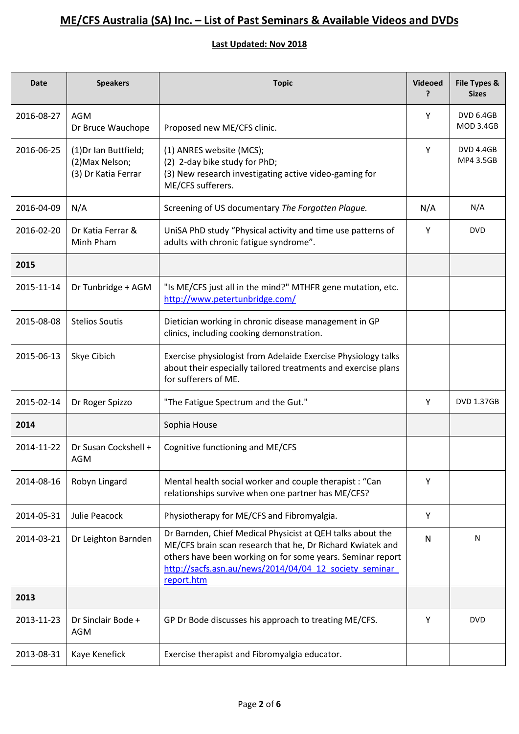## ME/CFS Australia (SA) Inc. – List of Past Seminars & Available Videos and DVDs

**Last Updated: Nov 2018**

| Date | Speakers | Topic | Videoed ? | File Types & Sizes |
|---|---|---|---|---|
| 2016-08-27 | AGM<br>Dr Bruce Wauchope | Proposed new ME/CFS clinic. | Y | DVD 6.4GB<br>MOD 3.4GB |
| 2016-06-25 | (1)Dr Ian Buttfield;<br>(2)Max Nelson;<br>(3) Dr Katia Ferrar | (1) ANRES website (MCS);<br>(2) 2-day bike study for PhD;<br>(3) New research investigating active video-gaming for ME/CFS sufferers. | Y | DVD 4.4GB<br>MP4 3.5GB |
| 2016-04-09 | N/A | Screening of US documentary *The Forgotten Plague.* | N/A | N/A |
| 2016-02-20 | Dr Katia Ferrar & Minh Pham | UniSA PhD study "Physical activity and time use patterns of adults with chronic fatigue syndrome". | Y | DVD |
| **2015** | | | | |
| 2015-11-14 | Dr Tunbridge + AGM | "Is ME/CFS just all in the mind?" MTHFR gene mutation, etc. http://www.petertunbridge.com/ | | |
| 2015-08-08 | Stelios Soutis | Dietician working in chronic disease management in GP clinics, including cooking demonstration. | | |
| 2015-06-13 | Skye Cibich | Exercise physiologist from Adelaide Exercise Physiology talks about their especially tailored treatments and exercise plans for sufferers of ME. | | |
| 2015-02-14 | Dr Roger Spizzo | "The Fatigue Spectrum and the Gut." | Y | DVD 1.37GB |
| **2014** | | Sophia House | | |
| 2014-11-22 | Dr Susan Cockshell + AGM | Cognitive functioning and ME/CFS | | |
| 2014-08-16 | Robyn Lingard | Mental health social worker and couple therapist : "Can relationships survive when one partner has ME/CFS? | Y | |
| 2014-05-31 | Julie Peacock | Physiotherapy for ME/CFS and Fibromyalgia. | Y | |
| 2014-03-21 | Dr Leighton Barnden | Dr Barnden, Chief Medical Physicist at QEH talks about the ME/CFS brain scan research that he, Dr Richard Kwiatek and others have been working on for some years. Seminar report http://sacfs.asn.au/news/2014/04/04_12_society_seminar_report.htm | N | N |
| **2013** | | | | |
| 2013-11-23 | Dr Sinclair Bode + AGM | GP Dr Bode discusses his approach to treating ME/CFS. | Y | DVD |
| 2013-08-31 | Kaye Kenefick | Exercise therapist and Fibromyalgia educator. | | |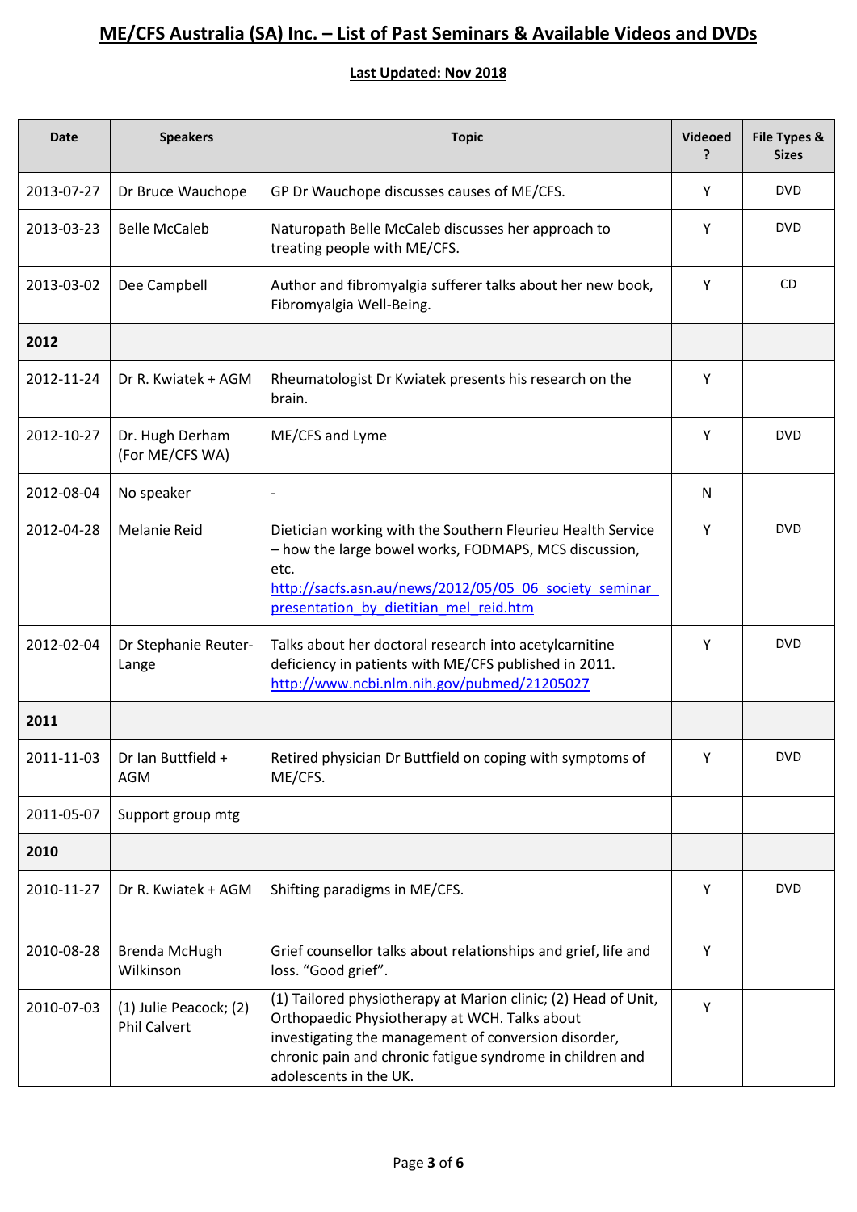# ME/CFS Australia (SA) Inc. – List of Past Seminars & Available Videos and DVDs

**Last Updated: Nov 2018**

| Date | Speakers | Topic | Videoed ? | File Types & Sizes |
|---|---|---|---|---|
| 2013-07-27 | Dr Bruce Wauchope | GP Dr Wauchope discusses causes of ME/CFS. | Y | DVD |
| 2013-03-23 | Belle McCaleb | Naturopath Belle McCaleb discusses her approach to treating people with ME/CFS. | Y | DVD |
| 2013-03-02 | Dee Campbell | Author and fibromyalgia sufferer talks about her new book, Fibromyalgia Well-Being. | Y | CD |
| **2012** | | | | |
| 2012-11-24 | Dr R. Kwiatek + AGM | Rheumatologist Dr Kwiatek presents his research on the brain. | Y | |
| 2012-10-27 | Dr. Hugh Derham (For ME/CFS WA) | ME/CFS and Lyme | Y | DVD |
| 2012-08-04 | No speaker | - | N | |
| 2012-04-28 | Melanie Reid | Dietician working with the Southern Fleurieu Health Service – how the large bowel works, FODMAPS, MCS discussion, etc. http://sacfs.asn.au/news/2012/05/05_06_society_seminar_presentation_by_dietitian_mel_reid.htm | Y | DVD |
| 2012-02-04 | Dr Stephanie Reuter-Lange | Talks about her doctoral research into acetylcarnitine deficiency in patients with ME/CFS published in 2011. http://www.ncbi.nlm.nih.gov/pubmed/21205027 | Y | DVD |
| **2011** | | | | |
| 2011-11-03 | Dr Ian Buttfield + AGM | Retired physician Dr Buttfield on coping with symptoms of ME/CFS. | Y | DVD |
| 2011-05-07 | Support group mtg | | | |
| **2010** | | | | |
| 2010-11-27 | Dr R. Kwiatek + AGM | Shifting paradigms in ME/CFS. | Y | DVD |
| 2010-08-28 | Brenda McHugh Wilkinson | Grief counsellor talks about relationships and grief, life and loss. "Good grief". | Y | |
| 2010-07-03 | (1) Julie Peacock; (2) Phil Calvert | (1) Tailored physiotherapy at Marion clinic; (2) Head of Unit, Orthopaedic Physiotherapy at WCH. Talks about investigating the management of conversion disorder, chronic pain and chronic fatigue syndrome in children and adolescents in the UK. | Y | |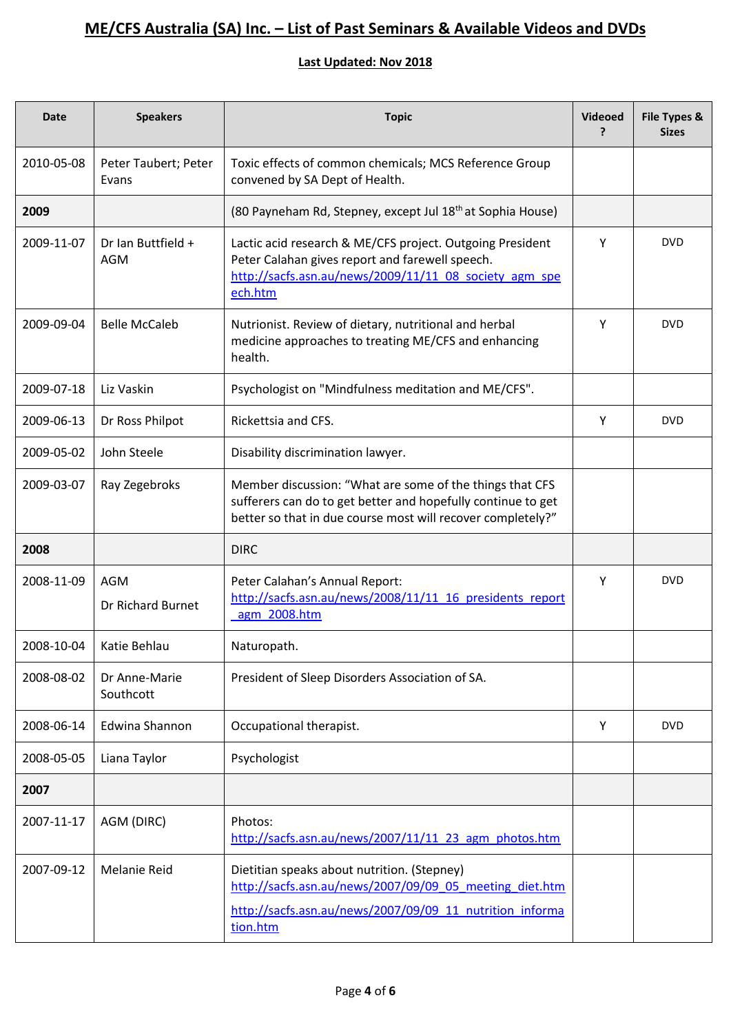# ME/CFS Australia (SA) Inc. – List of Past Seminars & Available Videos and DVDs

**Last Updated: Nov 2018**

| Date | Speakers | Topic | Videoed ? | File Types & Sizes |
|---|---|---|---|---|
| 2010-05-08 | Peter Taubert; Peter Evans | Toxic effects of common chemicals; MCS Reference Group convened by SA Dept of Health. | | |
| **2009** | | (80 Payneham Rd, Stepney, except Jul 18th at Sophia House) | | |
| 2009-11-07 | Dr Ian Buttfield + AGM | Lactic acid research & ME/CFS project. Outgoing President Peter Calahan gives report and farewell speech. http://sacfs.asn.au/news/2009/11/11_08_society_agm_speech.htm | Y | DVD |
| 2009-09-04 | Belle McCaleb | Nutrionist. Review of dietary, nutritional and herbal medicine approaches to treating ME/CFS and enhancing health. | Y | DVD |
| 2009-07-18 | Liz Vaskin | Psychologist on "Mindfulness meditation and ME/CFS". | | |
| 2009-06-13 | Dr Ross Philpot | Rickettsia and CFS. | Y | DVD |
| 2009-05-02 | John Steele | Disability discrimination lawyer. | | |
| 2009-03-07 | Ray Zegebroks | Member discussion: "What are some of the things that CFS sufferers can do to get better and hopefully continue to get better so that in due course most will recover completely?" | | |
| **2008** | | DIRC | | |
| 2008-11-09 | AGM<br>Dr Richard Burnet | Peter Calahan's Annual Report: http://sacfs.asn.au/news/2008/11/11_16_presidents_report_agm_2008.htm | Y | DVD |
| 2008-10-04 | Katie Behlau | Naturopath. | | |
| 2008-08-02 | Dr Anne-Marie Southcott | President of Sleep Disorders Association of SA. | | |
| 2008-06-14 | Edwina Shannon | Occupational therapist. | Y | DVD |
| 2008-05-05 | Liana Taylor | Psychologist | | |
| **2007** | | | | |
| 2007-11-17 | AGM (DIRC) | Photos: http://sacfs.asn.au/news/2007/11/11_23_agm_photos.htm | | |
| 2007-09-12 | Melanie Reid | Dietitian speaks about nutrition. (Stepney) http://sacfs.asn.au/news/2007/09/09_05_meeting_diet.htm<br>http://sacfs.asn.au/news/2007/09/09_11_nutrition_information.htm | | |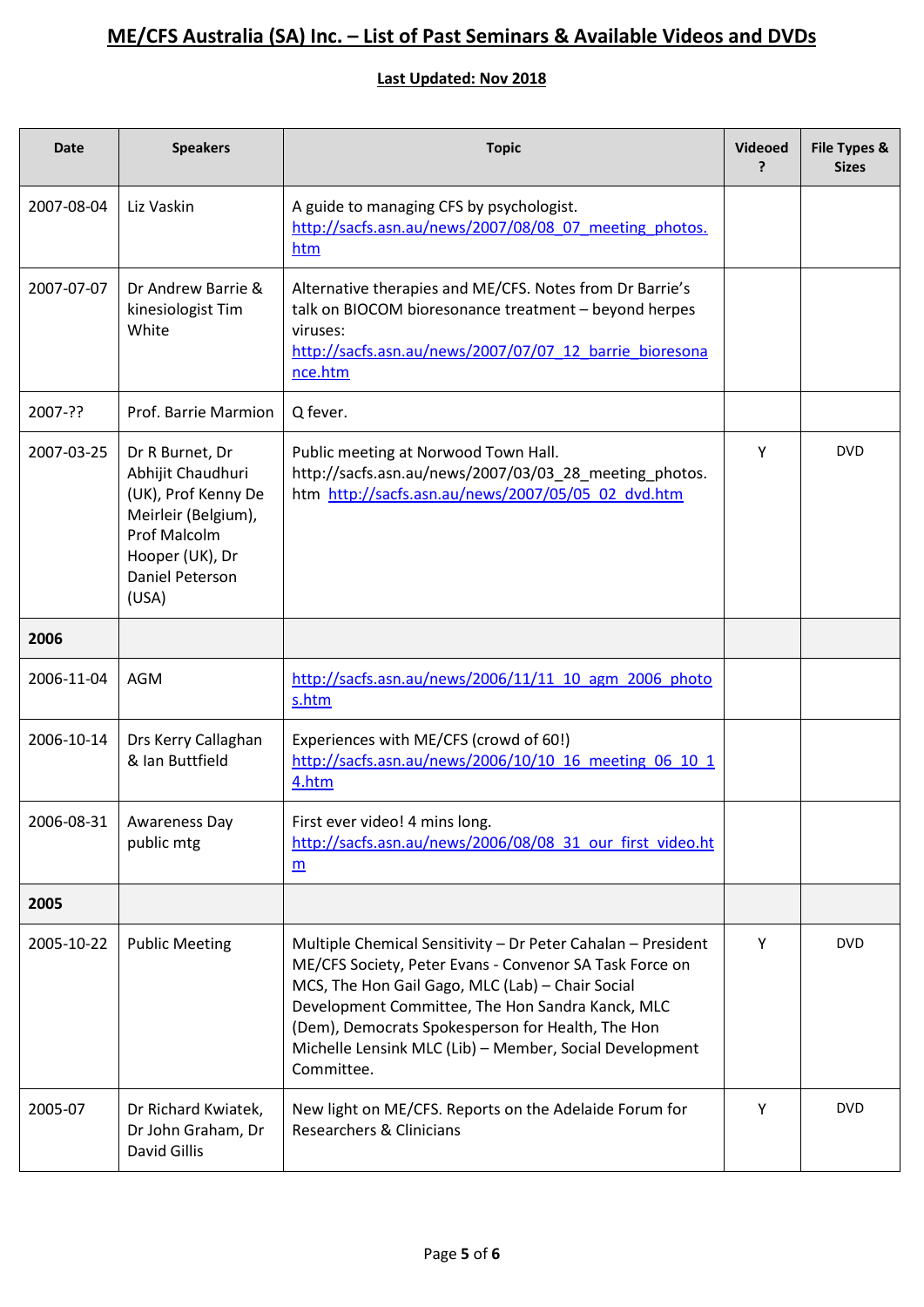# ME/CFS Australia (SA) Inc. – List of Past Seminars & Available Videos and DVDs

**Last Updated: Nov 2018**

| Date | Speakers | Topic | Videoed ? | File Types & Sizes |
|---|---|---|---|---|
| 2007-08-04 | Liz Vaskin | A guide to managing CFS by psychologist. http://sacfs.asn.au/news/2007/08/08_07_meeting_photos.htm | | |
| 2007-07-07 | Dr Andrew Barrie & kinesiologist Tim White | Alternative therapies and ME/CFS. Notes from Dr Barrie's talk on BIOCOM bioresonance treatment – beyond herpes viruses: http://sacfs.asn.au/news/2007/07/07_12_barrie_bioresonance.htm | | |
| 2007-?? | Prof. Barrie Marmion | Q fever. | | |
| 2007-03-25 | Dr R Burnet, Dr Abhijit Chaudhuri (UK), Prof Kenny De Meirleir (Belgium), Prof Malcolm Hooper (UK), Dr Daniel Peterson (USA) | Public meeting at Norwood Town Hall. http://sacfs.asn.au/news/2007/03/03_28_meeting_photos.htm http://sacfs.asn.au/news/2007/05/05_02_dvd.htm | Y | DVD |
| **2006** | | | | |
| 2006-11-04 | AGM | http://sacfs.asn.au/news/2006/11/11_10_agm_2006_photos.htm | | |
| 2006-10-14 | Drs Kerry Callaghan & Ian Buttfield | Experiences with ME/CFS (crowd of 60!) http://sacfs.asn.au/news/2006/10/10_16_meeting_06_10_14.htm | | |
| 2006-08-31 | Awareness Day public mtg | First ever video! 4 mins long. http://sacfs.asn.au/news/2006/08/08_31_our_first_video.htm | | |
| **2005** | | | | |
| 2005-10-22 | Public Meeting | Multiple Chemical Sensitivity – Dr Peter Cahalan – President ME/CFS Society, Peter Evans - Convenor SA Task Force on MCS, The Hon Gail Gago, MLC (Lab) – Chair Social Development Committee, The Hon Sandra Kanck, MLC (Dem), Democrats Spokesperson for Health, The Hon Michelle Lensink MLC (Lib) – Member, Social Development Committee. | Y | DVD |
| 2005-07 | Dr Richard Kwiatek, Dr John Graham, Dr David Gillis | New light on ME/CFS. Reports on the Adelaide Forum for Researchers & Clinicians | Y | DVD |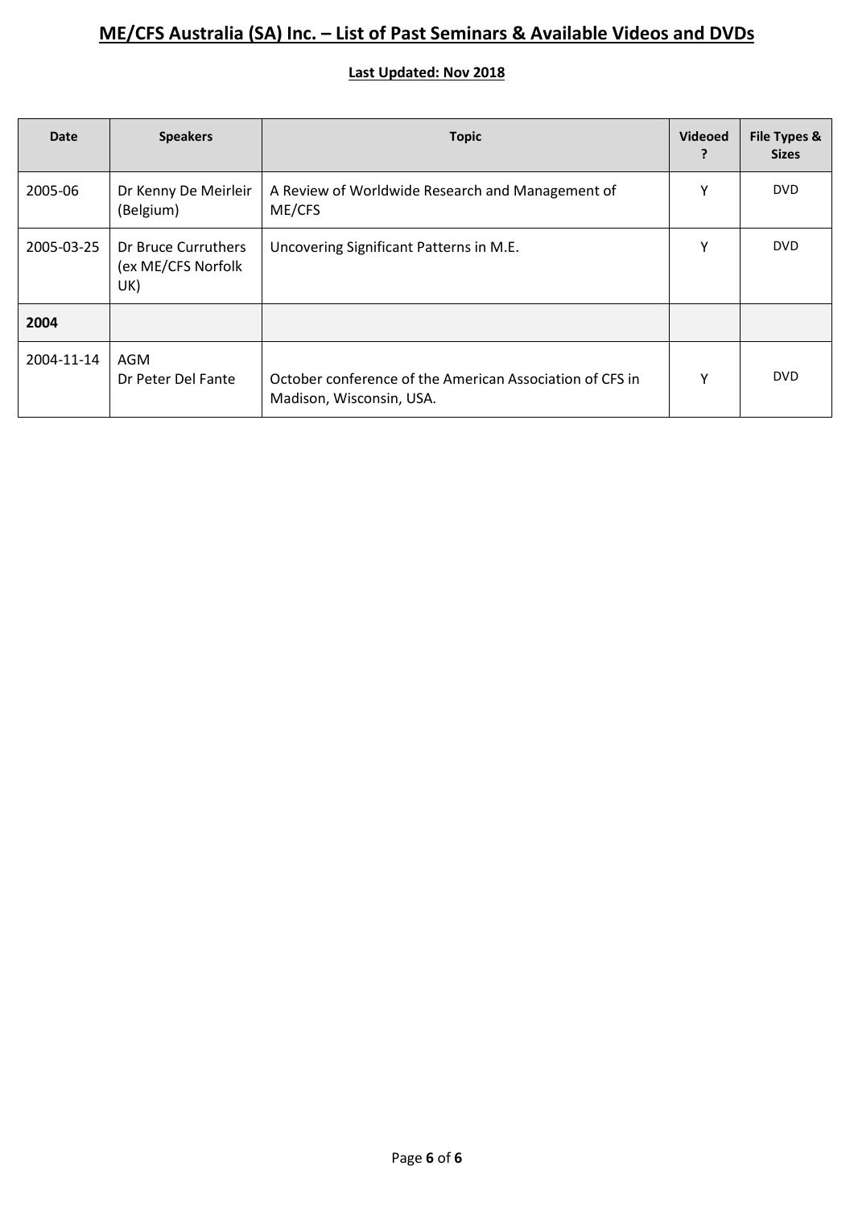# ME/CFS Australia (SA) Inc. – List of Past Seminars & Available Videos and DVDs

**Last Updated: Nov 2018**

| Date | Speakers | Topic | Videoed ? | File Types & Sizes |
|---|---|---|---|---|
| 2005-06 | Dr Kenny De Meirleir (Belgium) | A Review of Worldwide Research and Management of ME/CFS | Y | DVD |
| 2005-03-25 | Dr Bruce Curruthers (ex ME/CFS Norfolk UK) | Uncovering Significant Patterns in M.E. | Y | DVD |
| **2004** | | | | |
| 2004-11-14 | AGM<br>Dr Peter Del Fante | October conference of the American Association of CFS in Madison, Wisconsin, USA. | Y | DVD |